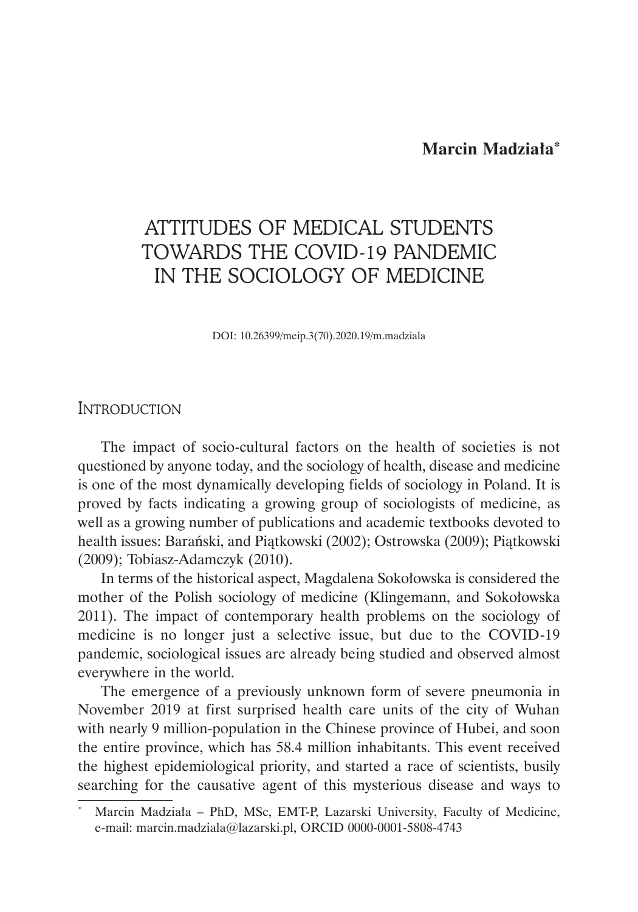**Marcin Madziała[*]**

# ATTITUDES OF MEDICAL STUDENTS TOWARDS THE COVID-19 PANDEMIC IN THE SOCIOLOGY OF MEDICINE

DOI: 10.26399/meip.3(70).2020.19/m.madziala

## Introduction

The impact of socio-cultural factors on the health of societies is not questioned by anyone today, and the sociology of health, disease and medicine is one of the most dynamically developing fields of sociology in Poland. It is proved by facts indicating a growing group of sociologists of medicine, as well as a growing number of publications and academic textbooks devoted to health issues: Barański, and Piątkowski (2002); Ostrowska (2009); Piątkowski (2009); Tobiasz-Adamczyk (2010).

In terms of the historical aspect, Magdalena Sokołowska is considered the mother of the Polish sociology of medicine (Klingemann, and Sokołowska 2011). The impact of contemporary health problems on the sociology of medicine is no longer just a selective issue, but due to the COVID-19 pandemic, sociological issues are already being studied and observed almost everywhere in the world.

The emergence of a previously unknown form of severe pneumonia in November 2019 at first surprised health care units of the city of Wuhan with nearly 9 million-population in the Chinese province of Hubei, and soon the entire province, which has 58.4 million inhabitants. This event received the highest epidemiological priority, and started a race of scientists, busily searching for the causative agent of this mysterious disease and ways to

---

[*] Marcin Madziała – PhD, MSc, EMT-P, Lazarski University, Faculty of Medicine, e-mail: marcin.madziala@lazarski.pl, ORCID 0000-0001-5808-4743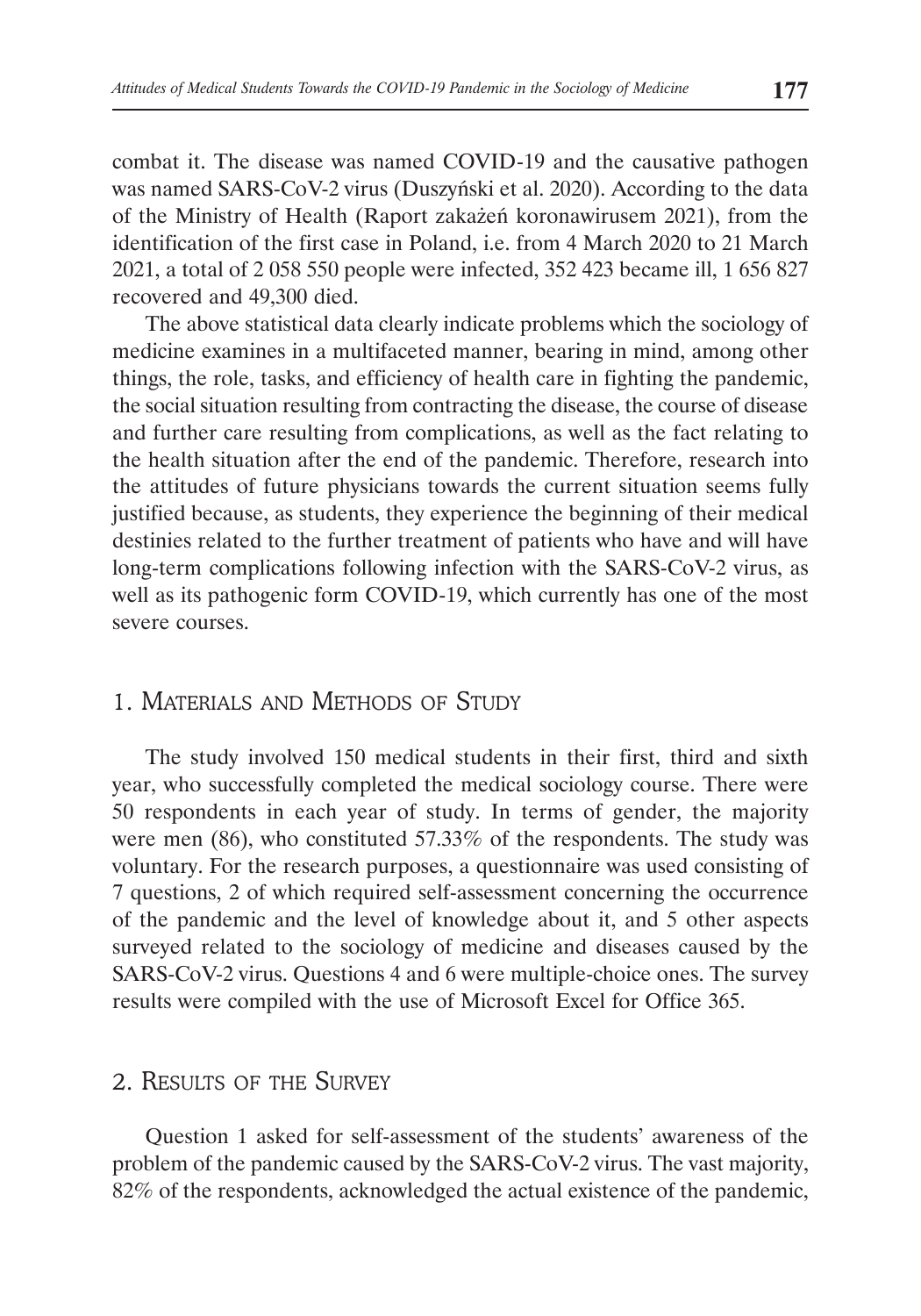combat it. The disease was named COVID-19 and the causative pathogen was named SARS-CoV-2 virus (Duszyński et al. 2020). According to the data of the Ministry of Health (Raport zakażeń koronawirusem 2021), from the identification of the first case in Poland, i.e. from 4 March 2020 to 21 March 2021, a total of 2 058 550 people were infected, 352 423 became ill, 1 656 827 recovered and 49,300 died.

The above statistical data clearly indicate problems which the sociology of medicine examines in a multifaceted manner, bearing in mind, among other things, the role, tasks, and efficiency of health care in fighting the pandemic, the social situation resulting from contracting the disease, the course of disease and further care resulting from complications, as well as the fact relating to the health situation after the end of the pandemic. Therefore, research into the attitudes of future physicians towards the current situation seems fully justified because, as students, they experience the beginning of their medical destinies related to the further treatment of patients who have and will have long-term complications following infection with the SARS-CoV-2 virus, as well as its pathogenic form COVID-19, which currently has one of the most severe courses.

## 1. Materials and Methods of Study

The study involved 150 medical students in their first, third and sixth year, who successfully completed the medical sociology course. There were 50 respondents in each year of study. In terms of gender, the majority were men (86), who constituted 57.33% of the respondents. The study was voluntary. For the research purposes, a questionnaire was used consisting of 7 questions, 2 of which required self-assessment concerning the occurrence of the pandemic and the level of knowledge about it, and 5 other aspects surveyed related to the sociology of medicine and diseases caused by the SARS-CoV-2 virus. Questions 4 and 6 were multiple-choice ones. The survey results were compiled with the use of Microsoft Excel for Office 365.

## 2. Results of the Survey

Question 1 asked for self-assessment of the students' awareness of the problem of the pandemic caused by the SARS-CoV-2 virus. The vast majority, 82% of the respondents, acknowledged the actual existence of the pandemic,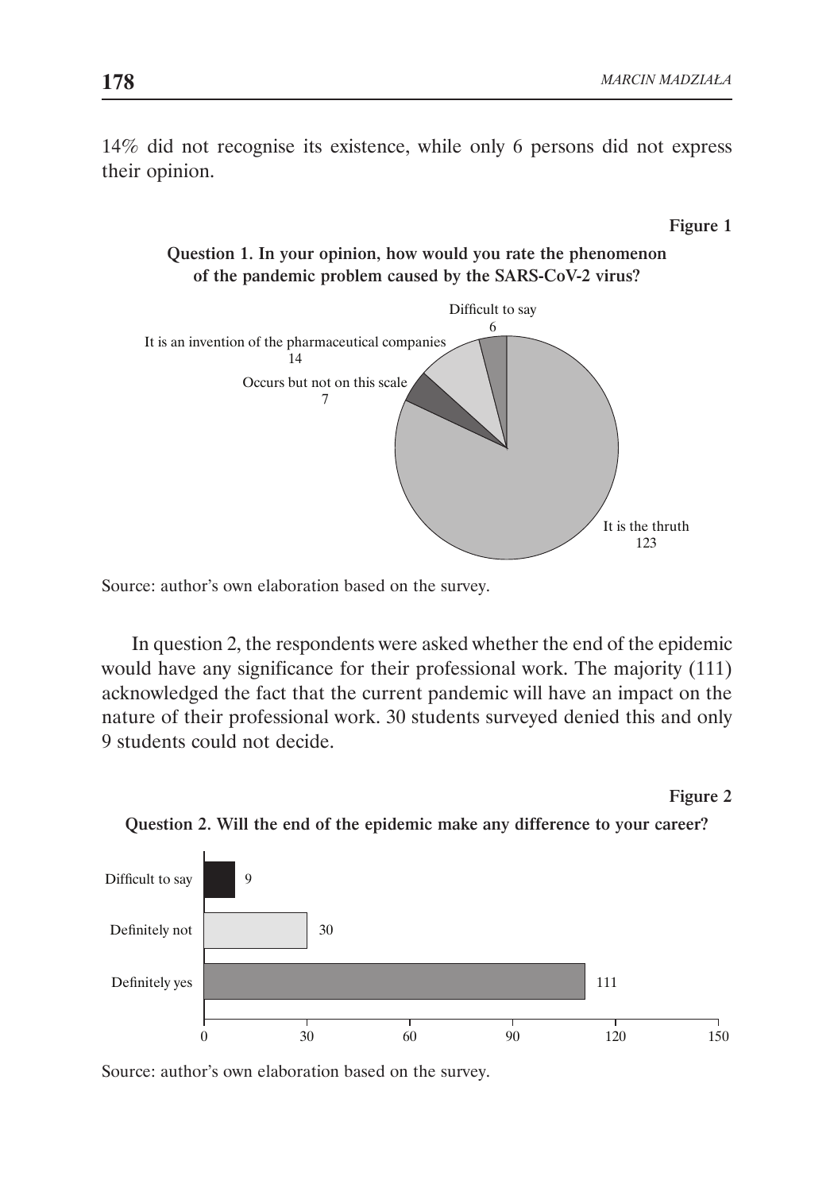14% did not recognise its existence, while only 6 persons did not express their opinion.

**Figure 1**

**Question 1. In your opinion, how would you rate the phenomenon of the pandemic problem caused by the SARS-CoV-2 virus?**

Difficult to say
6

It is an invention of the pharmaceutical companies
14

Occurs but not on this scale
7

It is the thruth
123

Source: author's own elaboration based on the survey.

In question 2, the respondents were asked whether the end of the epidemic would have any significance for their professional work. The majority (111) acknowledged the fact that the current pandemic will have an impact on the nature of their professional work. 30 students surveyed denied this and only 9 students could not decide.

**Figure 2**

**Question 2. Will the end of the epidemic make any difference to your career?**

| Answer | Number |
|---|---|
| Difficult to say | 9 |
| Definitely not | 30 |
| Definitely yes | 111 |

Source: author's own elaboration based on the survey.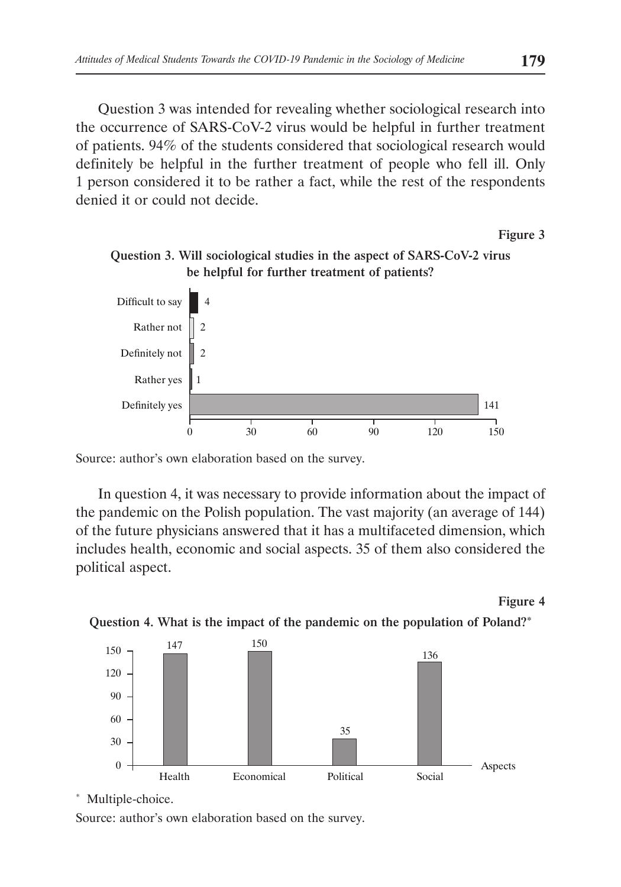Question 3 was intended for revealing whether sociological research into the occurrence of SARS-CoV-2 virus would be helpful in further treatment of patients. 94% of the students considered that sociological research would definitely be helpful in the further treatment of people who fell ill. Only 1 person considered it to be rather a fact, while the rest of the respondents denied it or could not decide.

**Figure 3**

**Question 3. Will sociological studies in the aspect of SARS-CoV-2 virus be helpful for further treatment of patients?**

| Answer | Number |
| --- | --- |
| Difficult to say | 4 |
| Rather not | 2 |
| Definitely not | 2 |
| Rather yes | 1 |
| Definitely yes | 141 |

Source: author's own elaboration based on the survey.

In question 4, it was necessary to provide information about the impact of the pandemic on the Polish population. The vast majority (an average of 144) of the future physicians answered that it has a multifaceted dimension, which includes health, economic and social aspects. 35 of them also considered the political aspect.

**Figure 4**

**Question 4. What is the impact of the pandemic on the population of Poland?***

| Aspects | Number |
| --- | --- |
| Health | 147 |
| Economical | 150 |
| Political | 35 |
| Social | 136 |

\* Multiple-choice.

Source: author's own elaboration based on the survey.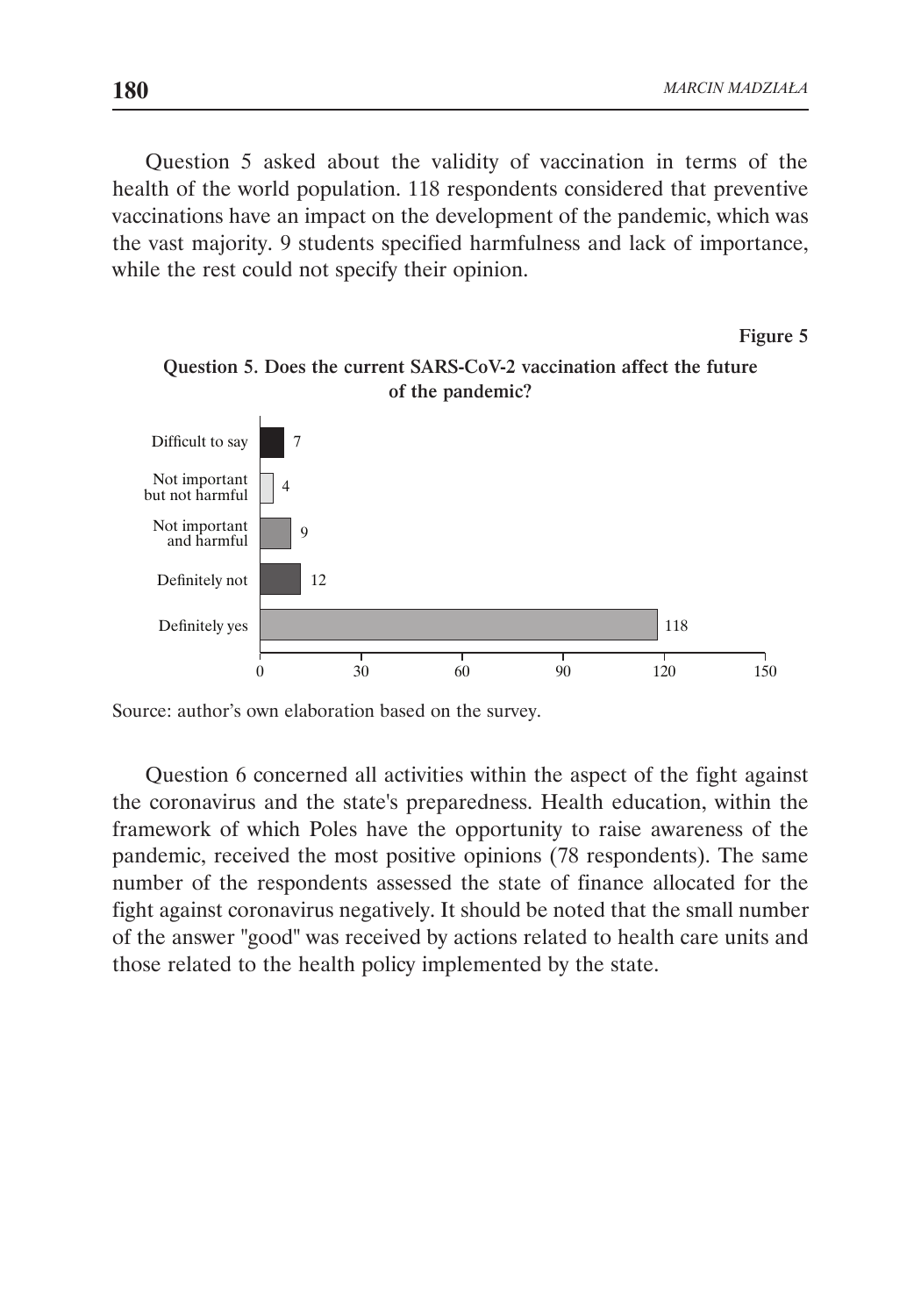Question 5 asked about the validity of vaccination in terms of the health of the world population. 118 respondents considered that preventive vaccinations have an impact on the development of the pandemic, which was the vast majority. 9 students specified harmfulness and lack of importance, while the rest could not specify their opinion.

**Figure 5**

**Question 5. Does the current SARS-CoV-2 vaccination affect the future of the pandemic?**

| Answer | Number |
|---|---|
| Difficult to say | 7 |
| Not important but not harmful | 4 |
| Not important and harmful | 9 |
| Definitely not | 12 |
| Definitely yes | 118 |

Source: author's own elaboration based on the survey.

Question 6 concerned all activities within the aspect of the fight against the coronavirus and the state's preparedness. Health education, within the framework of which Poles have the opportunity to raise awareness of the pandemic, received the most positive opinions (78 respondents). The same number of the respondents assessed the state of finance allocated for the fight against coronavirus negatively. It should be noted that the small number of the answer "good" was received by actions related to health care units and those related to the health policy implemented by the state.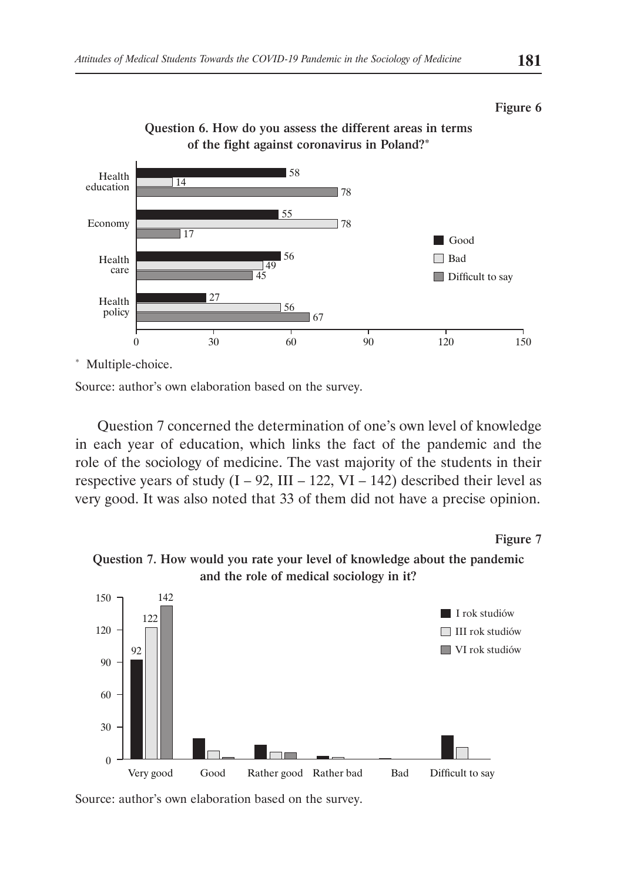**Figure 6**

**Question 6. How do you assess the different areas in terms of the fight against coronavirus in Poland?***

| | Good | Bad | Difficult to say |
|---|---|---|---|
| Health education | 58 | 14 | 78 |
| Economy | 55 | 78 | 17 |
| Health care | 56 | 49 | 45 |
| Health policy | 27 | 56 | 67 |

\* Multiple-choice.

Source: author's own elaboration based on the survey.

Question 7 concerned the determination of one's own level of knowledge in each year of education, which links the fact of the pandemic and the role of the sociology of medicine. The vast majority of the students in their respective years of study (I – 92, III – 122, VI – 142) described their level as very good. It was also noted that 33 of them did not have a precise opinion.

**Figure 7**

**Question 7. How would you rate your level of knowledge about the pandemic and the role of medical sociology in it?**

| | I rok studiów | III rok studiów | VI rok studiów |
|---|---|---|---|
| Very good | 92 | 122 | 142 |

Source: author's own elaboration based on the survey.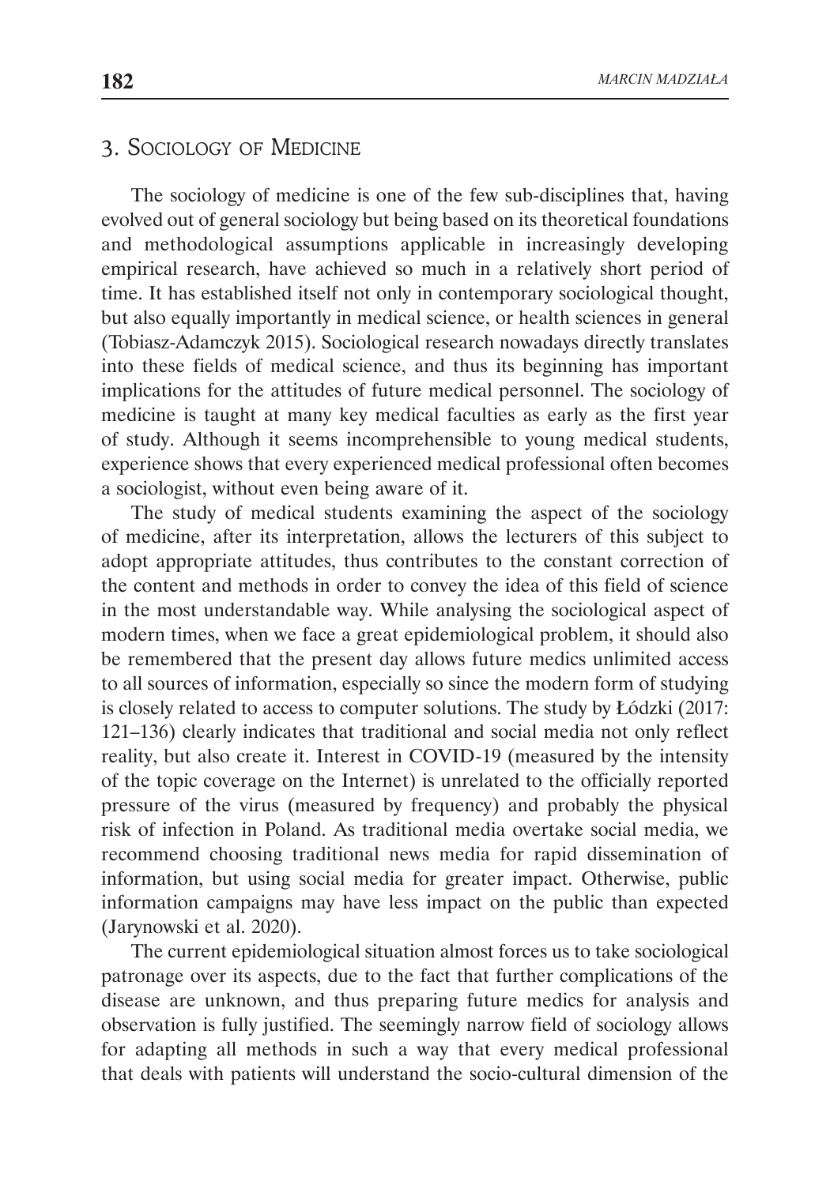## 3. Sociology of Medicine

The sociology of medicine is one of the few sub-disciplines that, having evolved out of general sociology but being based on its theoretical foundations and methodological assumptions applicable in increasingly developing empirical research, have achieved so much in a relatively short period of time. It has established itself not only in contemporary sociological thought, but also equally importantly in medical science, or health sciences in general (Tobiasz-Adamczyk 2015). Sociological research nowadays directly translates into these fields of medical science, and thus its beginning has important implications for the attitudes of future medical personnel. The sociology of medicine is taught at many key medical faculties as early as the first year of study. Although it seems incomprehensible to young medical students, experience shows that every experienced medical professional often becomes a sociologist, without even being aware of it.

The study of medical students examining the aspect of the sociology of medicine, after its interpretation, allows the lecturers of this subject to adopt appropriate attitudes, thus contributes to the constant correction of the content and methods in order to convey the idea of this field of science in the most understandable way. While analysing the sociological aspect of modern times, when we face a great epidemiological problem, it should also be remembered that the present day allows future medics unlimited access to all sources of information, especially so since the modern form of studying is closely related to access to computer solutions. The study by Łódzki (2017: 121–136) clearly indicates that traditional and social media not only reflect reality, but also create it. Interest in COVID-19 (measured by the intensity of the topic coverage on the Internet) is unrelated to the officially reported pressure of the virus (measured by frequency) and probably the physical risk of infection in Poland. As traditional media overtake social media, we recommend choosing traditional news media for rapid dissemination of information, but using social media for greater impact. Otherwise, public information campaigns may have less impact on the public than expected (Jarynowski et al. 2020).

The current epidemiological situation almost forces us to take sociological patronage over its aspects, due to the fact that further complications of the disease are unknown, and thus preparing future medics for analysis and observation is fully justified. The seemingly narrow field of sociology allows for adapting all methods in such a way that every medical professional that deals with patients will understand the socio-cultural dimension of the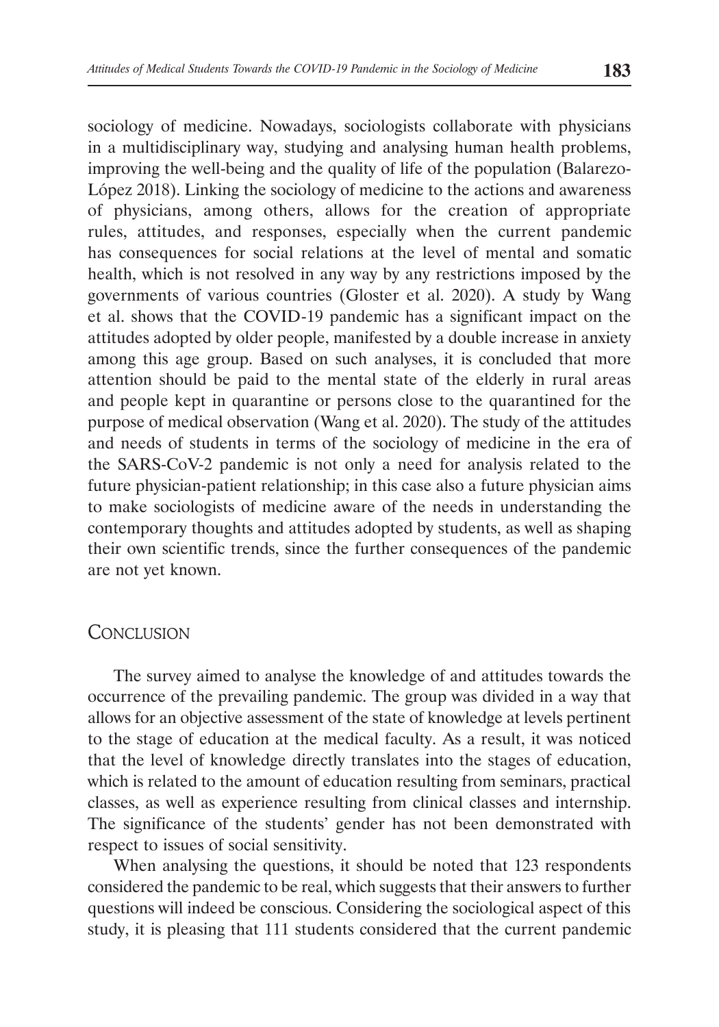sociology of medicine. Nowadays, sociologists collaborate with physicians in a multidisciplinary way, studying and analysing human health problems, improving the well-being and the quality of life of the population (Balarezo-López 2018). Linking the sociology of medicine to the actions and awareness of physicians, among others, allows for the creation of appropriate rules, attitudes, and responses, especially when the current pandemic has consequences for social relations at the level of mental and somatic health, which is not resolved in any way by any restrictions imposed by the governments of various countries (Gloster et al. 2020). A study by Wang et al. shows that the COVID-19 pandemic has a significant impact on the attitudes adopted by older people, manifested by a double increase in anxiety among this age group. Based on such analyses, it is concluded that more attention should be paid to the mental state of the elderly in rural areas and people kept in quarantine or persons close to the quarantined for the purpose of medical observation (Wang et al. 2020). The study of the attitudes and needs of students in terms of the sociology of medicine in the era of the SARS-CoV-2 pandemic is not only a need for analysis related to the future physician-patient relationship; in this case also a future physician aims to make sociologists of medicine aware of the needs in understanding the contemporary thoughts and attitudes adopted by students, as well as shaping their own scientific trends, since the further consequences of the pandemic are not yet known.

## Conclusion

The survey aimed to analyse the knowledge of and attitudes towards the occurrence of the prevailing pandemic. The group was divided in a way that allows for an objective assessment of the state of knowledge at levels pertinent to the stage of education at the medical faculty. As a result, it was noticed that the level of knowledge directly translates into the stages of education, which is related to the amount of education resulting from seminars, practical classes, as well as experience resulting from clinical classes and internship. The significance of the students' gender has not been demonstrated with respect to issues of social sensitivity.

When analysing the questions, it should be noted that 123 respondents considered the pandemic to be real, which suggests that their answers to further questions will indeed be conscious. Considering the sociological aspect of this study, it is pleasing that 111 students considered that the current pandemic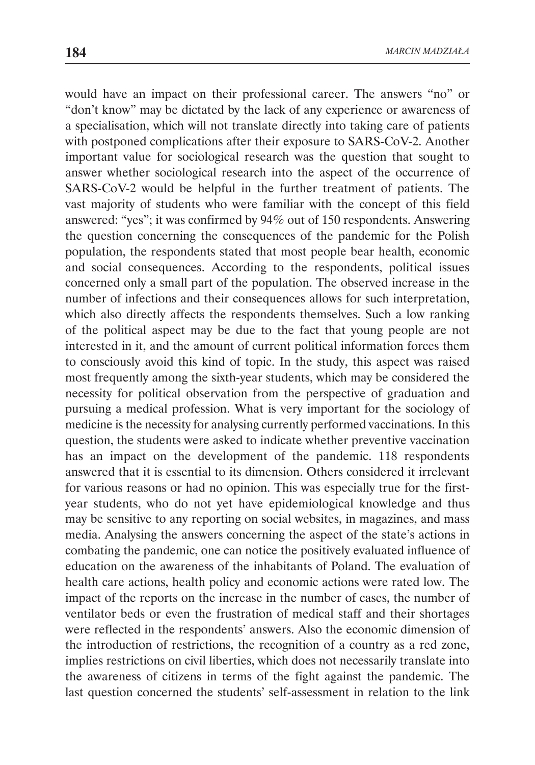would have an impact on their professional career. The answers "no" or "don't know" may be dictated by the lack of any experience or awareness of a specialisation, which will not translate directly into taking care of patients with postponed complications after their exposure to SARS-CoV-2. Another important value for sociological research was the question that sought to answer whether sociological research into the aspect of the occurrence of SARS-CoV-2 would be helpful in the further treatment of patients. The vast majority of students who were familiar with the concept of this field answered: "yes"; it was confirmed by 94% out of 150 respondents. Answering the question concerning the consequences of the pandemic for the Polish population, the respondents stated that most people bear health, economic and social consequences. According to the respondents, political issues concerned only a small part of the population. The observed increase in the number of infections and their consequences allows for such interpretation, which also directly affects the respondents themselves. Such a low ranking of the political aspect may be due to the fact that young people are not interested in it, and the amount of current political information forces them to consciously avoid this kind of topic. In the study, this aspect was raised most frequently among the sixth-year students, which may be considered the necessity for political observation from the perspective of graduation and pursuing a medical profession. What is very important for the sociology of medicine is the necessity for analysing currently performed vaccinations. In this question, the students were asked to indicate whether preventive vaccination has an impact on the development of the pandemic. 118 respondents answered that it is essential to its dimension. Others considered it irrelevant for various reasons or had no opinion. This was especially true for the first-year students, who do not yet have epidemiological knowledge and thus may be sensitive to any reporting on social websites, in magazines, and mass media. Analysing the answers concerning the aspect of the state's actions in combating the pandemic, one can notice the positively evaluated influence of education on the awareness of the inhabitants of Poland. The evaluation of health care actions, health policy and economic actions were rated low. The impact of the reports on the increase in the number of cases, the number of ventilator beds or even the frustration of medical staff and their shortages were reflected in the respondents' answers. Also the economic dimension of the introduction of restrictions, the recognition of a country as a red zone, implies restrictions on civil liberties, which does not necessarily translate into the awareness of citizens in terms of the fight against the pandemic. The last question concerned the students' self-assessment in relation to the link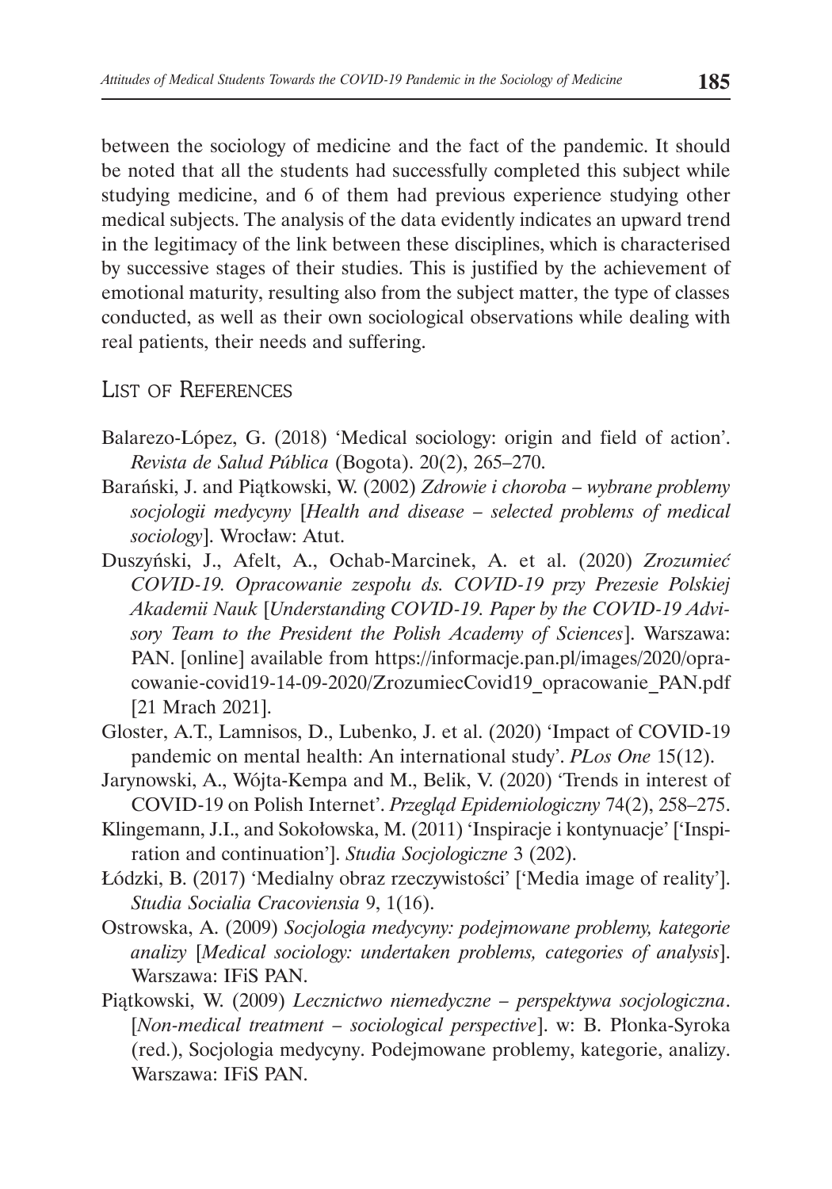between the sociology of medicine and the fact of the pandemic. It should be noted that all the students had successfully completed this subject while studying medicine, and 6 of them had previous experience studying other medical subjects. The analysis of the data evidently indicates an upward trend in the legitimacy of the link between these disciplines, which is characterised by successive stages of their studies. This is justified by the achievement of emotional maturity, resulting also from the subject matter, the type of classes conducted, as well as their own sociological observations while dealing with real patients, their needs and suffering.

## List of References

Balarezo-López, G. (2018) 'Medical sociology: origin and field of action'. *Revista de Salud Pública* (Bogota). 20(2), 265–270.

Barański, J. and Piątkowski, W. (2002) *Zdrowie i choroba – wybrane problemy socjologii medycyny* [*Health and disease – selected problems of medical sociology*]. Wrocław: Atut.

Duszyński, J., Afelt, A., Ochab-Marcinek, A. et al. (2020) *Zrozumieć COVID-19. Opracowanie zespołu ds. COVID-19 przy Prezesie Polskiej Akademii Nauk* [*Understanding COVID-19. Paper by the COVID-19 Advisory Team to the President the Polish Academy of Sciences*]. Warszawa: PAN. [online] available from https://informacje.pan.pl/images/2020/opracowanie-covid19-14-09-2020/ZrozumiecCovid19_opracowanie_PAN.pdf [21 Mrach 2021].

Gloster, A.T., Lamnisos, D., Lubenko, J. et al. (2020) 'Impact of COVID-19 pandemic on mental health: An international study'. *PLos One* 15(12).

Jarynowski, A., Wójta-Kempa and M., Belik, V. (2020) 'Trends in interest of COVID-19 on Polish Internet'. *Przegląd Epidemiologiczny* 74(2), 258–275.

Klingemann, J.I., and Sokołowska, M. (2011) 'Inspiracje i kontynuacje' ['Inspiration and continuation']. *Studia Socjologiczne* 3 (202).

Łódzki, B. (2017) 'Medialny obraz rzeczywistości' ['Media image of reality']. *Studia Socialia Cracoviensia* 9, 1(16).

Ostrowska, A. (2009) *Socjologia medycyny: podejmowane problemy, kategorie analizy* [*Medical sociology: undertaken problems, categories of analysis*]. Warszawa: IFiS PAN.

Piątkowski, W. (2009) *Lecznictwo niemedyczne – perspektywa socjologiczna*. [*Non-medical treatment – sociological perspective*]. w: B. Płonka-Syroka (red.), Socjologia medycyny. Podejmowane problemy, kategorie, analizy. Warszawa: IFiS PAN.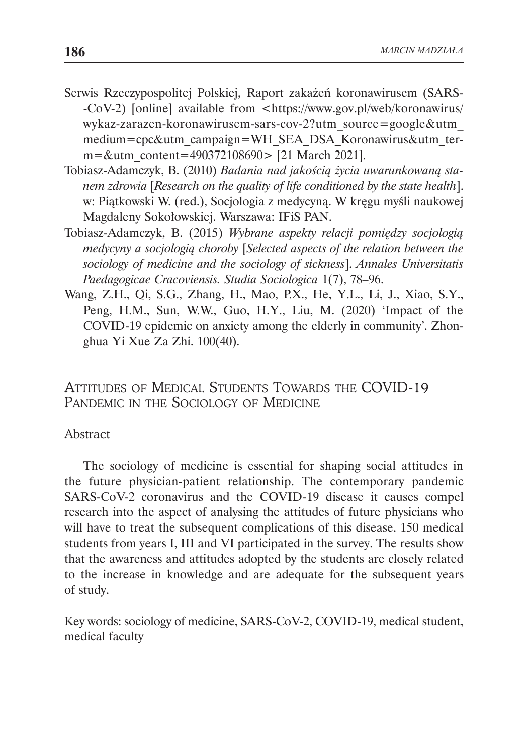Serwis Rzeczypospolitej Polskiej, Raport zakażeń koronawirusem (SARS--CoV-2) [online] available from <https://www.gov.pl/web/koronawirus/wykaz-zarazen-koronawirusem-sars-cov-2?utm_source=google&utm_medium=cpc&utm_campaign=WH_SEA_DSA_Koronawirus&utm_term=&utm_content=490372108690> [21 March 2021].

Tobiasz-Adamczyk, B. (2010) *Badania nad jakością życia uwarunkowaną stanem zdrowia* [*Research on the quality of life conditioned by the state health*]. w: Piątkowski W. (red.), Socjologia z medycyną. W kręgu myśli naukowej Magdaleny Sokołowskiej. Warszawa: IFiS PAN.

Tobiasz-Adamczyk, B. (2015) *Wybrane aspekty relacji pomiędzy socjologią medycyny a socjologią choroby* [*Selected aspects of the relation between the sociology of medicine and the sociology of sickness*]. *Annales Universitatis Paedagogicae Cracoviensis. Studia Sociologica* 1(7), 78–96.

Wang, Z.H., Qi, S.G., Zhang, H., Mao, P.X., He, Y.L., Li, J., Xiao, S.Y., Peng, H.M., Sun, W.W., Guo, H.Y., Liu, M. (2020) 'Impact of the COVID-19 epidemic on anxiety among the elderly in community'. Zhonghua Yi Xue Za Zhi. 100(40).

## Attitudes of Medical Students Towards the COVID-19 Pandemic in the Sociology of Medicine

Abstract

The sociology of medicine is essential for shaping social attitudes in the future physician-patient relationship. The contemporary pandemic SARS-CoV-2 coronavirus and the COVID-19 disease it causes compel research into the aspect of analysing the attitudes of future physicians who will have to treat the subsequent complications of this disease. 150 medical students from years I, III and VI participated in the survey. The results show that the awareness and attitudes adopted by the students are closely related to the increase in knowledge and are adequate for the subsequent years of study.

Key words: sociology of medicine, SARS-CoV-2, COVID-19, medical student, medical faculty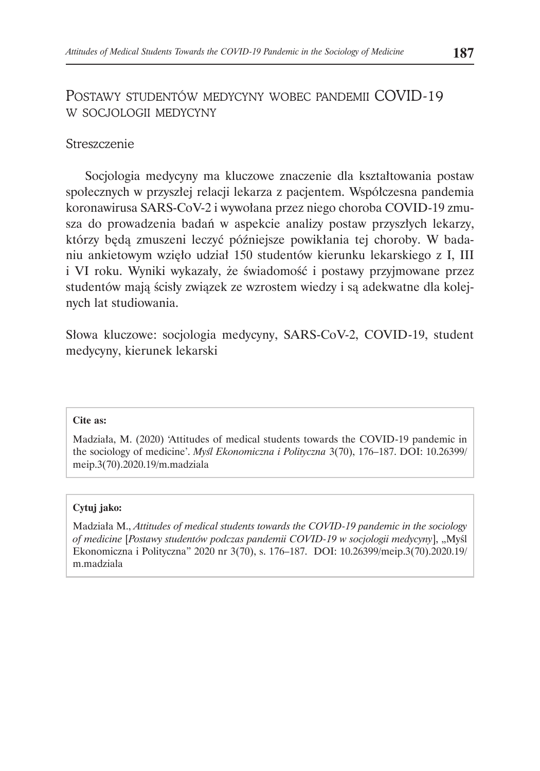# Postawy studentów medycyny wobec pandemii COVID-19 w socjologii medycyny

## Streszczenie

Socjologia medycyny ma kluczowe znaczenie dla kształtowania postaw społecznych w przyszłej relacji lekarza z pacjentem. Współczesna pandemia koronawirusa SARS-CoV-2 i wywołana przez niego choroba COVID-19 zmusza do prowadzenia badań w aspekcie analizy postaw przyszłych lekarzy, którzy będą zmuszeni leczyć późniejsze powikłania tej choroby. W badaniu ankietowym wzięło udział 150 studentów kierunku lekarskiego z I, III i VI roku. Wyniki wykazały, że świadomość i postawy przyjmowane przez studentów mają ścisły związek ze wzrostem wiedzy i są adekwatne dla kolejnych lat studiowania.

Słowa kluczowe: socjologia medycyny, SARS-CoV-2, COVID-19, student medycyny, kierunek lekarski

**Cite as:**

Madziała, M. (2020) 'Attitudes of medical students towards the COVID-19 pandemic in the sociology of medicine'. *Myśl Ekonomiczna i Polityczna* 3(70), 176–187. DOI: 10.26399/meip.3(70).2020.19/m.madziala

**Cytuj jako:**

Madziała M., *Attitudes of medical students towards the COVID-19 pandemic in the sociology of medicine* [*Postawy studentów podczas pandemii COVID-19 w socjologii medycyny*], „Myśl Ekonomiczna i Polityczna" 2020 nr 3(70), s. 176–187. DOI: 10.26399/meip.3(70).2020.19/m.madziala